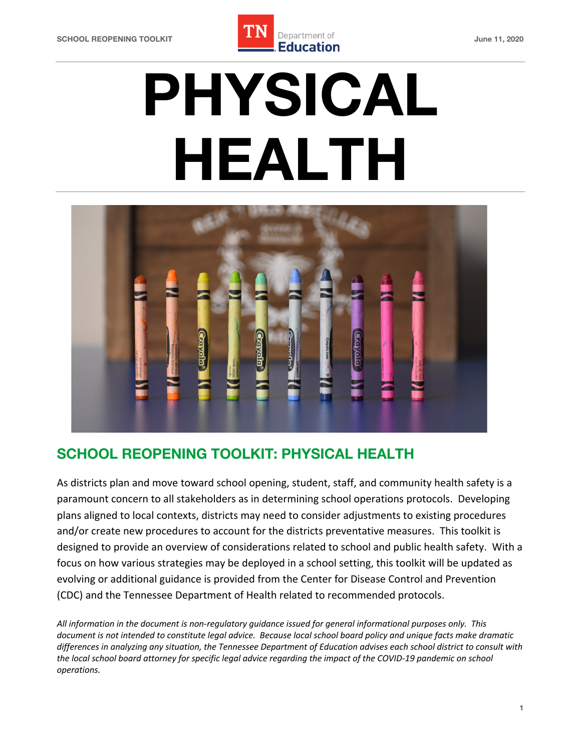# PHYSICAL HEALTH

## SCHOOL REOPENING TOOLKIT: PHYSICAL HEALTH

As districts plan and move toward school opening, student, staff, and community health safety is a paramount concern to all stakeholders as in determining school operations protocols. Developing plans aligned to local contexts, districts may need to consider adjustments to existing procedures and/or create new procedures to account for the districts preventative measures. This toolkit is designed to provide an overview of considerations related to school and public health safety. With a focus on how various strategies may be deployed in a school setting, this toolkit will be updated as evolving or additional guidance is provided from the Center for Disease Control and Prevention (CDC) and the Tennessee Department of Health related to recommended protocols.

*All information in the document is non-regulatory guidance issued for general informational purposes only. This document is not intended to constitute legal advice. Because local school board policy and unique facts make dramatic differences in analyzing any situation, the Tennessee Department of Education advises each school district to consult with the local school board attorney for specific legal advice regarding the impact of the COVID-19 pandemic on school operations.*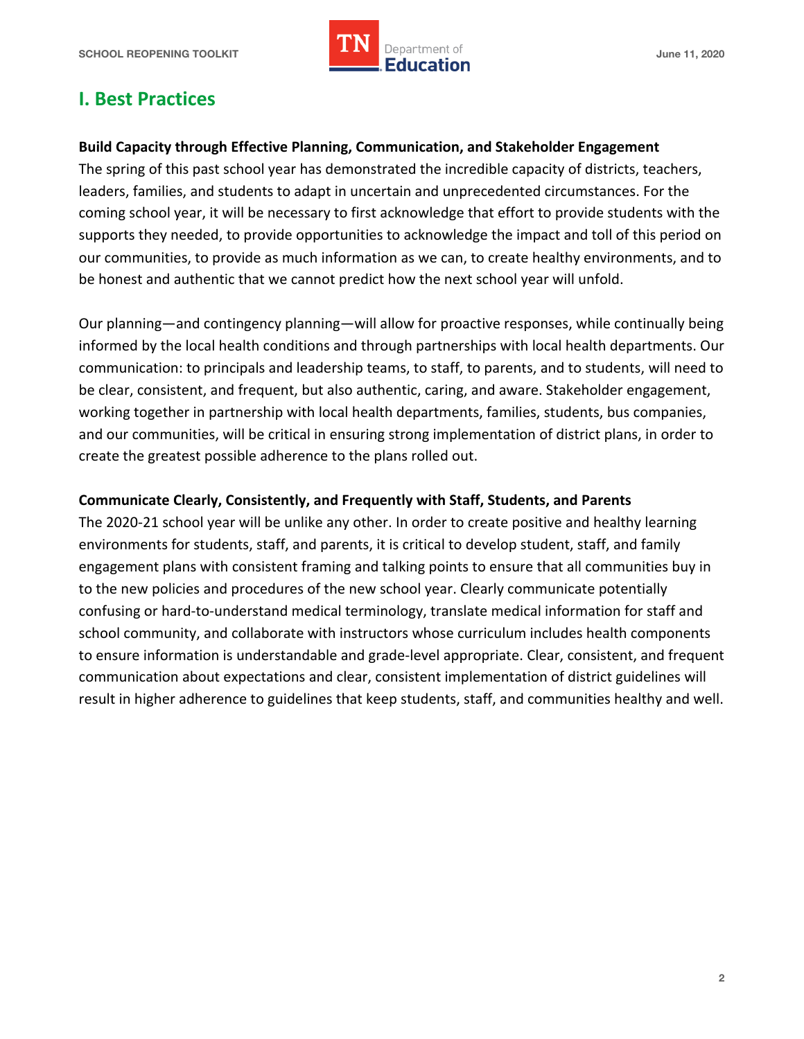## I. Best Practices

**Build Capacity through Effective Planning, Communication, and Stakeholder Engagement**

The spring of this past school year has demonstrated the incredible capacity of districts, teachers, leaders, families, and students to adapt in uncertain and unprecedented circumstances. For the coming school year, it will be necessary to first acknowledge that effort to provide students with the supports they needed, to provide opportunities to acknowledge the impact and toll of this period on our communities, to provide as much information as we can, to create healthy environments, and to be honest and authentic that we cannot predict how the next school year will unfold.

Our planning—and contingency planning—will allow for proactive responses, while continually being informed by the local health conditions and through partnerships with local health departments. Our communication: to principals and leadership teams, to staff, to parents, and to students, will need to be clear, consistent, and frequent, but also authentic, caring, and aware. Stakeholder engagement, working together in partnership with local health departments, families, students, bus companies, and our communities, will be critical in ensuring strong implementation of district plans, in order to create the greatest possible adherence to the plans rolled out.

**Communicate Clearly, Consistently, and Frequently with Staff, Students, and Parents**

The 2020-21 school year will be unlike any other. In order to create positive and healthy learning environments for students, staff, and parents, it is critical to develop student, staff, and family engagement plans with consistent framing and talking points to ensure that all communities buy in to the new policies and procedures of the new school year. Clearly communicate potentially confusing or hard-to-understand medical terminology, translate medical information for staff and school community, and collaborate with instructors whose curriculum includes health components to ensure information is understandable and grade-level appropriate. Clear, consistent, and frequent communication about expectations and clear, consistent implementation of district guidelines will result in higher adherence to guidelines that keep students, staff, and communities healthy and well.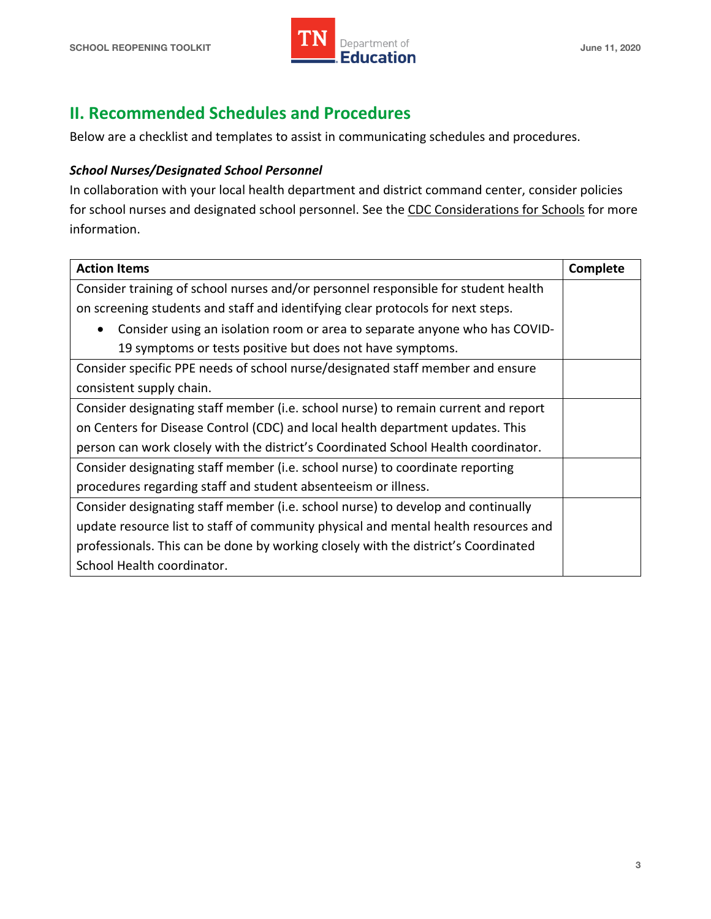## II. Recommended Schedules and Procedures

Below are a checklist and templates to assist in communicating schedules and procedures.

### *School Nurses/Designated School Personnel*

In collaboration with your local health department and district command center, consider policies for school nurses and designated school personnel. See the CDC Considerations for Schools for more information.

| Action Items | Complete |
|---|---|
| Consider training of school nurses and/or personnel responsible for student health on screening students and staff and identifying clear protocols for next steps.<br>• Consider using an isolation room or area to separate anyone who has COVID-19 symptoms or tests positive but does not have symptoms. | |
| Consider specific PPE needs of school nurse/designated staff member and ensure consistent supply chain. | |
| Consider designating staff member (i.e. school nurse) to remain current and report on Centers for Disease Control (CDC) and local health department updates. This person can work closely with the district's Coordinated School Health coordinator. | |
| Consider designating staff member (i.e. school nurse) to coordinate reporting procedures regarding staff and student absenteeism or illness. | |
| Consider designating staff member (i.e. school nurse) to develop and continually update resource list to staff of community physical and mental health resources and professionals. This can be done by working closely with the district's Coordinated School Health coordinator. | |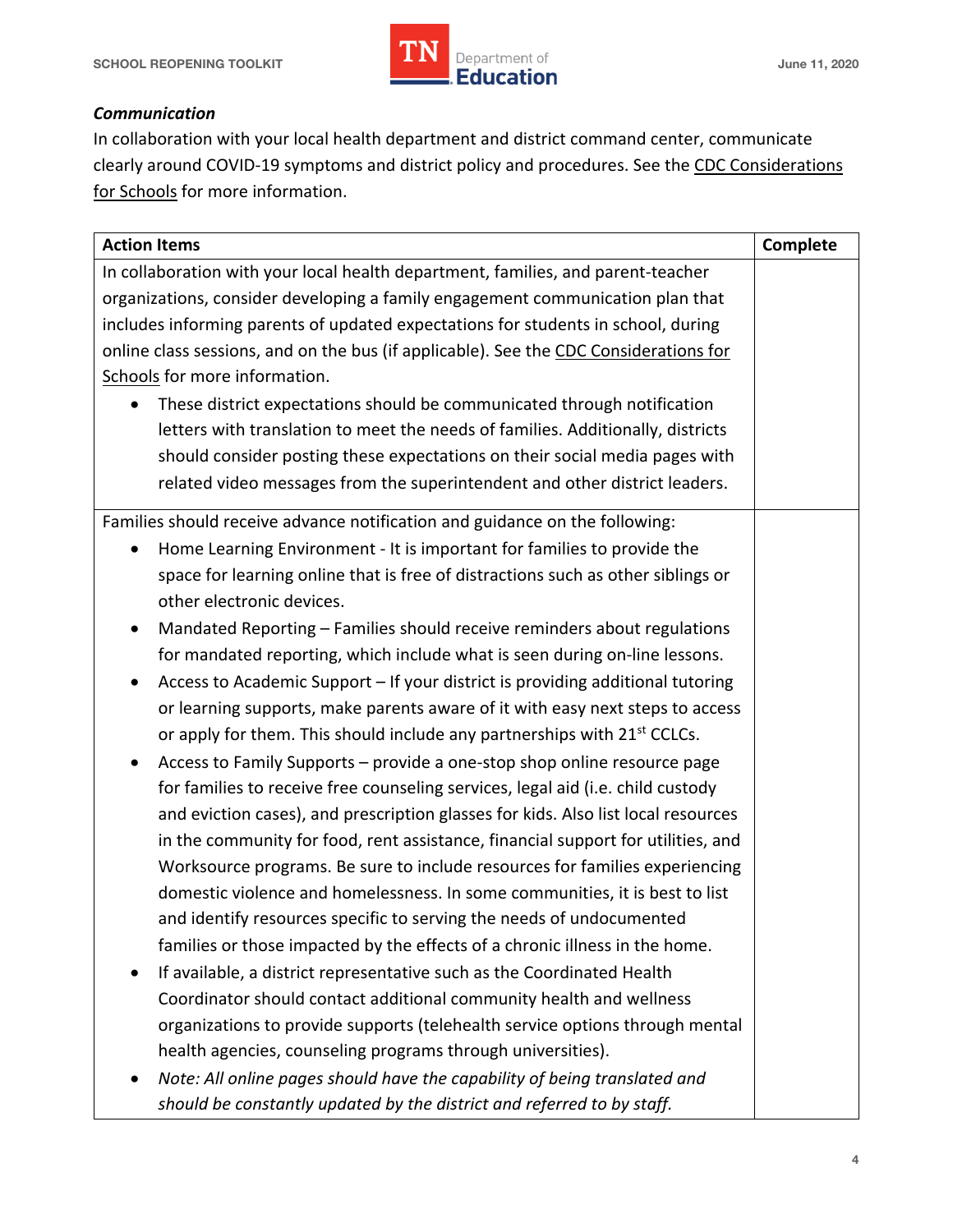***Communication***

In collaboration with your local health department and district command center, communicate clearly around COVID-19 symptoms and district policy and procedures. See the CDC Considerations for Schools for more information.

| Action Items | Complete |
|---|---|
| In collaboration with your local health department, families, and parent-teacher organizations, consider developing a family engagement communication plan that includes informing parents of updated expectations for students in school, during online class sessions, and on the bus (if applicable). See the CDC Considerations for Schools for more information.<br>• These district expectations should be communicated through notification letters with translation to meet the needs of families. Additionally, districts should consider posting these expectations on their social media pages with related video messages from the superintendent and other district leaders. | |
| Families should receive advance notification and guidance on the following:<br>• Home Learning Environment - It is important for families to provide the space for learning online that is free of distractions such as other siblings or other electronic devices.<br>• Mandated Reporting – Families should receive reminders about regulations for mandated reporting, which include what is seen during on-line lessons.<br>• Access to Academic Support – If your district is providing additional tutoring or learning supports, make parents aware of it with easy next steps to access or apply for them. This should include any partnerships with 21st CCLCs.<br>• Access to Family Supports – provide a one-stop shop online resource page for families to receive free counseling services, legal aid (i.e. child custody and eviction cases), and prescription glasses for kids. Also list local resources in the community for food, rent assistance, financial support for utilities, and Worksource programs. Be sure to include resources for families experiencing domestic violence and homelessness. In some communities, it is best to list and identify resources specific to serving the needs of undocumented families or those impacted by the effects of a chronic illness in the home.<br>• If available, a district representative such as the Coordinated Health Coordinator should contact additional community health and wellness organizations to provide supports (telehealth service options through mental health agencies, counseling programs through universities).<br>• *Note: All online pages should have the capability of being translated and should be constantly updated by the district and referred to by staff.* | |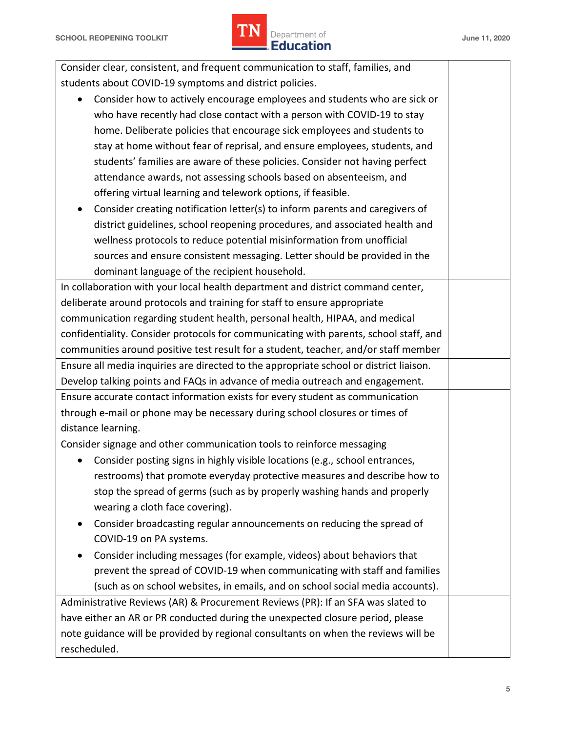| | |
|---|---|
| Consider clear, consistent, and frequent communication to staff, families, and students about COVID-19 symptoms and district policies.<br>• Consider how to actively encourage employees and students who are sick or who have recently had close contact with a person with COVID-19 to stay home. Deliberate policies that encourage sick employees and students to stay at home without fear of reprisal, and ensure employees, students, and students' families are aware of these policies. Consider not having perfect attendance awards, not assessing schools based on absenteeism, and offering virtual learning and telework options, if feasible.<br>• Consider creating notification letter(s) to inform parents and caregivers of district guidelines, school reopening procedures, and associated health and wellness protocols to reduce potential misinformation from unofficial sources and ensure consistent messaging. Letter should be provided in the dominant language of the recipient household. | |
| In collaboration with your local health department and district command center, deliberate around protocols and training for staff to ensure appropriate communication regarding student health, personal health, HIPAA, and medical confidentiality. Consider protocols for communicating with parents, school staff, and communities around positive test result for a student, teacher, and/or staff member | |
| Ensure all media inquiries are directed to the appropriate school or district liaison. Develop talking points and FAQs in advance of media outreach and engagement. | |
| Ensure accurate contact information exists for every student as communication through e-mail or phone may be necessary during school closures or times of distance learning. | |
| Consider signage and other communication tools to reinforce messaging<br>• Consider posting signs in highly visible locations (e.g., school entrances, restrooms) that promote everyday protective measures and describe how to stop the spread of germs (such as by properly washing hands and properly wearing a cloth face covering).<br>• Consider broadcasting regular announcements on reducing the spread of COVID-19 on PA systems.<br>• Consider including messages (for example, videos) about behaviors that prevent the spread of COVID-19 when communicating with staff and families (such as on school websites, in emails, and on school social media accounts). | |
| Administrative Reviews (AR) & Procurement Reviews (PR): If an SFA was slated to have either an AR or PR conducted during the unexpected closure period, please note guidance will be provided by regional consultants on when the reviews will be rescheduled. | |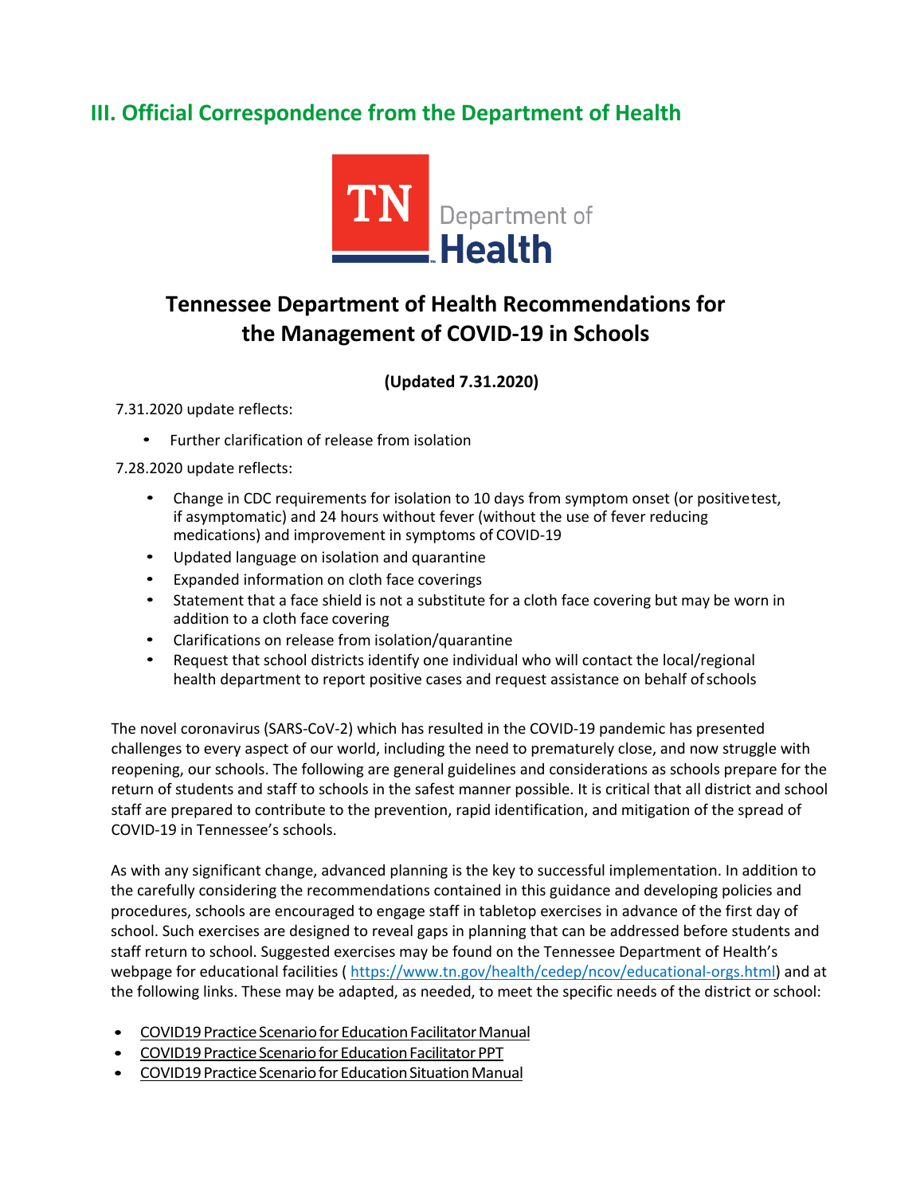## III. Official Correspondence from the Department of Health

TN Department of Health

# Tennessee Department of Health Recommendations for the Management of COVID-19 in Schools

**(Updated 7.31.2020)**

7.31.2020 update reflects:

- Further clarification of release from isolation

7.28.2020 update reflects:

- Change in CDC requirements for isolation to 10 days from symptom onset (or positive test, if asymptomatic) and 24 hours without fever (without the use of fever reducing medications) and improvement in symptoms of COVID-19
- Updated language on isolation and quarantine
- Expanded information on cloth face coverings
- Statement that a face shield is not a substitute for a cloth face covering but may be worn in addition to a cloth face covering
- Clarifications on release from isolation/quarantine
- Request that school districts identify one individual who will contact the local/regional health department to report positive cases and request assistance on behalf of schools

The novel coronavirus (SARS-CoV-2) which has resulted in the COVID-19 pandemic has presented challenges to every aspect of our world, including the need to prematurely close, and now struggle with reopening, our schools. The following are general guidelines and considerations as schools prepare for the return of students and staff to schools in the safest manner possible. It is critical that all district and school staff are prepared to contribute to the prevention, rapid identification, and mitigation of the spread of COVID-19 in Tennessee's schools.

As with any significant change, advanced planning is the key to successful implementation. In addition to the carefully considering the recommendations contained in this guidance and developing policies and procedures, schools are encouraged to engage staff in tabletop exercises in advance of the first day of school. Such exercises are designed to reveal gaps in planning that can be addressed before students and staff return to school. Suggested exercises may be found on the Tennessee Department of Health's webpage for educational facilities ( https://www.tn.gov/health/cedep/ncov/educational-orgs.html) and at the following links. These may be adapted, as needed, to meet the specific needs of the district or school:

- COVID19 Practice Scenario for Education Facilitator Manual
- COVID19 Practice Scenario for Education Facilitator PPT
- COVID19 Practice Scenario for Education Situation Manual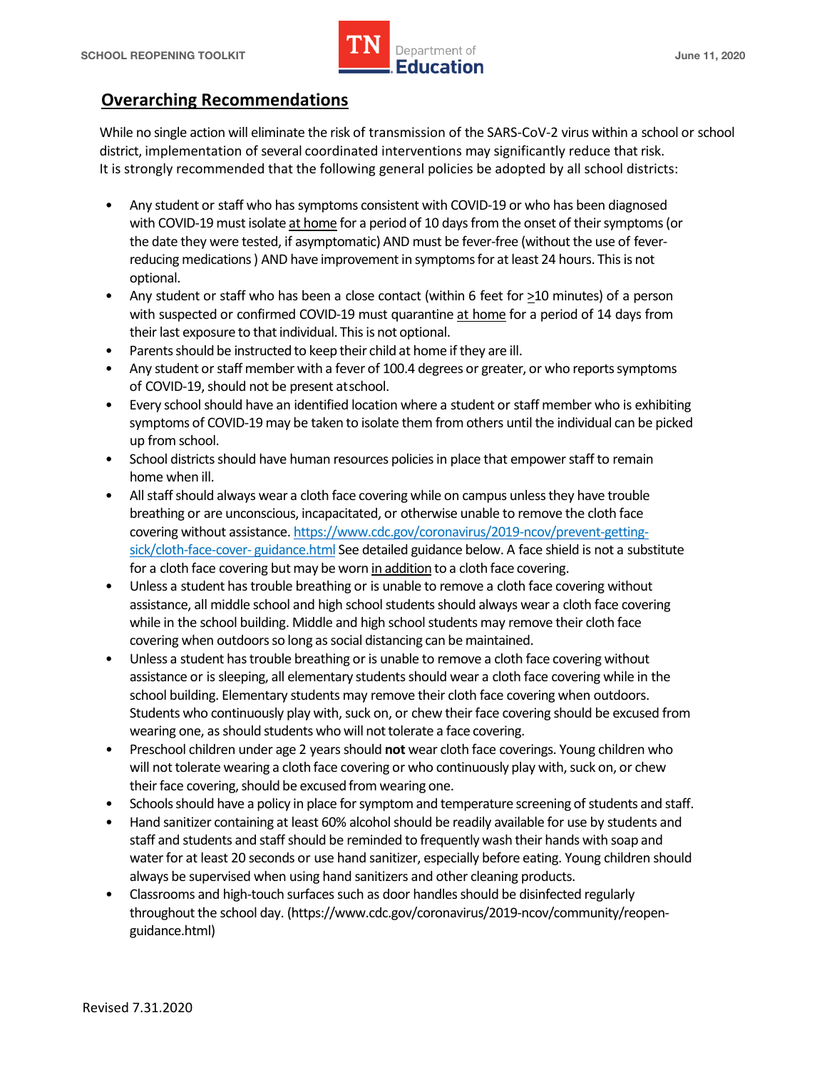## Overarching Recommendations

While no single action will eliminate the risk of transmission of the SARS-CoV-2 virus within a school or school district, implementation of several coordinated interventions may significantly reduce that risk. It is strongly recommended that the following general policies be adopted by all school districts:

- Any student or staff who has symptoms consistent with COVID-19 or who has been diagnosed with COVID-19 must isolate at home for a period of 10 days from the onset of their symptoms (or the date they were tested, if asymptomatic) AND must be fever-free (without the use of fever-reducing medications ) AND have improvement in symptoms for at least 24 hours. This is not optional.
- Any student or staff who has been a close contact (within 6 feet for ≥10 minutes) of a person with suspected or confirmed COVID-19 must quarantine at home for a period of 14 days from their last exposure to that individual. This is not optional.
- Parents should be instructed to keep their child at home if they are ill.
- Any student or staff member with a fever of 100.4 degrees or greater, or who reports symptoms of COVID-19, should not be present at school.
- Every school should have an identified location where a student or staff member who is exhibiting symptoms of COVID-19 may be taken to isolate them from others until the individual can be picked up from school.
- School districts should have human resources policies in place that empower staff to remain home when ill.
- All staff should always wear a cloth face covering while on campus unless they have trouble breathing or are unconscious, incapacitated, or otherwise unable to remove the cloth face covering without assistance. [https://www.cdc.gov/coronavirus/2019-ncov/prevent-getting-sick/cloth-face-cover- guidance.html](https://www.cdc.gov/coronavirus/2019-ncov/prevent-getting-sick/cloth-face-cover-guidance.html) See detailed guidance below. A face shield is not a substitute for a cloth face covering but may be worn in addition to a cloth face covering.
- Unless a student has trouble breathing or is unable to remove a cloth face covering without assistance, all middle school and high school students should always wear a cloth face covering while in the school building. Middle and high school students may remove their cloth face covering when outdoors so long as social distancing can be maintained.
- Unless a student has trouble breathing or is unable to remove a cloth face covering without assistance or is sleeping, all elementary students should wear a cloth face covering while in the school building. Elementary students may remove their cloth face covering when outdoors. Students who continuously play with, suck on, or chew their face covering should be excused from wearing one, as should students who will not tolerate a face covering.
- Preschool children under age 2 years should **not** wear cloth face coverings. Young children who will not tolerate wearing a cloth face covering or who continuously play with, suck on, or chew their face covering, should be excused from wearing one.
- Schools should have a policy in place for symptom and temperature screening of students and staff.
- Hand sanitizer containing at least 60% alcohol should be readily available for use by students and staff and students and staff should be reminded to frequently wash their hands with soap and water for at least 20 seconds or use hand sanitizer, especially before eating. Young children should always be supervised when using hand sanitizers and other cleaning products.
- Classrooms and high-touch surfaces such as door handles should be disinfected regularly throughout the school day. (https://www.cdc.gov/coronavirus/2019-ncov/community/reopen-guidance.html)

Revised 7.31.2020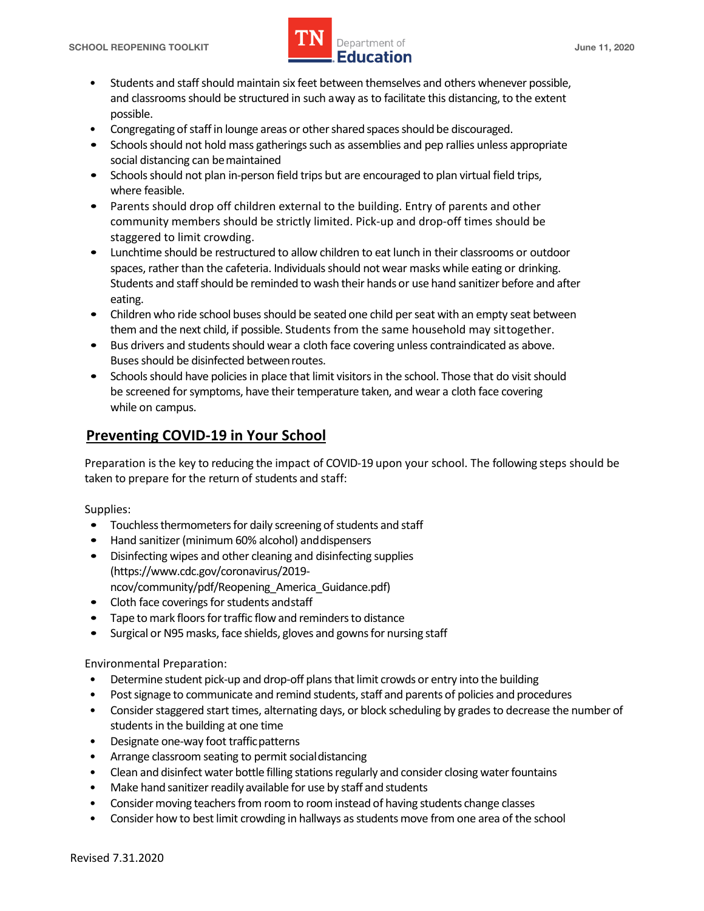- Students and staff should maintain six feet between themselves and others whenever possible, and classrooms should be structured in such a way as to facilitate this distancing, to the extent possible.
- Congregating of staff in lounge areas or other shared spaces should be discouraged.
- Schools should not hold mass gatherings such as assemblies and pep rallies unless appropriate social distancing can be maintained
- Schools should not plan in-person field trips but are encouraged to plan virtual field trips, where feasible.
- Parents should drop off children external to the building. Entry of parents and other community members should be strictly limited. Pick-up and drop-off times should be staggered to limit crowding.
- Lunchtime should be restructured to allow children to eat lunch in their classrooms or outdoor spaces, rather than the cafeteria. Individuals should not wear masks while eating or drinking. Students and staff should be reminded to wash their hands or use hand sanitizer before and after eating.
- Children who ride school buses should be seated one child per seat with an empty seat between them and the next child, if possible. Students from the same household may sit together.
- Bus drivers and students should wear a cloth face covering unless contraindicated as above. Buses should be disinfected between routes.
- Schools should have policies in place that limit visitors in the school. Those that do visit should be screened for symptoms, have their temperature taken, and wear a cloth face covering while on campus.

## Preventing COVID-19 in Your School

Preparation is the key to reducing the impact of COVID-19 upon your school. The following steps should be taken to prepare for the return of students and staff:

Supplies:

- Touchless thermometers for daily screening of students and staff
- Hand sanitizer (minimum 60% alcohol) and dispensers
- Disinfecting wipes and other cleaning and disinfecting supplies (https://www.cdc.gov/coronavirus/2019-ncov/community/pdf/Reopening_America_Guidance.pdf)
- Cloth face coverings for students and staff
- Tape to mark floors for traffic flow and reminders to distance
- Surgical or N95 masks, face shields, gloves and gowns for nursing staff

Environmental Preparation:

- Determine student pick-up and drop-off plans that limit crowds or entry into the building
- Post signage to communicate and remind students, staff and parents of policies and procedures
- Consider staggered start times, alternating days, or block scheduling by grades to decrease the number of students in the building at one time
- Designate one-way foot traffic patterns
- Arrange classroom seating to permit social distancing
- Clean and disinfect water bottle filling stations regularly and consider closing water fountains
- Make hand sanitizer readily available for use by staff and students
- Consider moving teachers from room to room instead of having students change classes
- Consider how to best limit crowding in hallways as students move from one area of the school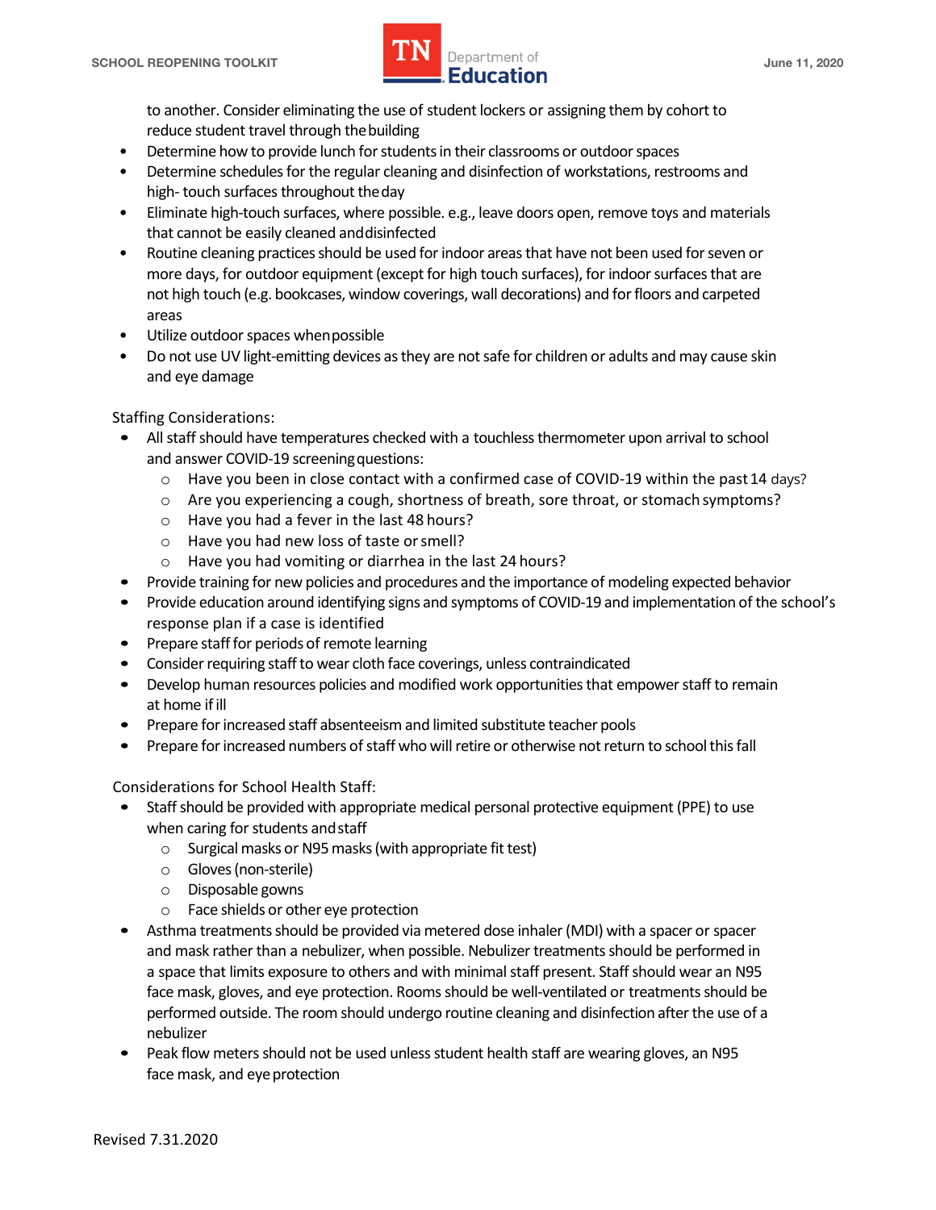to another. Consider eliminating the use of student lockers or assigning them by cohort to reduce student travel through the building

- Determine how to provide lunch for students in their classrooms or outdoor spaces
- Determine schedules for the regular cleaning and disinfection of workstations, restrooms and high- touch surfaces throughout the day
- Eliminate high-touch surfaces, where possible. e.g., leave doors open, remove toys and materials that cannot be easily cleaned and disinfected
- Routine cleaning practices should be used for indoor areas that have not been used for seven or more days, for outdoor equipment (except for high touch surfaces), for indoor surfaces that are not high touch (e.g. bookcases, window coverings, wall decorations) and for floors and carpeted areas
- Utilize outdoor spaces when possible
- Do not use UV light-emitting devices as they are not safe for children or adults and may cause skin and eye damage

Staffing Considerations:

- All staff should have temperatures checked with a touchless thermometer upon arrival to school and answer COVID-19 screening questions:
    - Have you been in close contact with a confirmed case of COVID-19 within the past 14 days?
    - Are you experiencing a cough, shortness of breath, sore throat, or stomach symptoms?
    - Have you had a fever in the last 48 hours?
    - Have you had new loss of taste or smell?
    - Have you had vomiting or diarrhea in the last 24 hours?
- Provide training for new policies and procedures and the importance of modeling expected behavior
- Provide education around identifying signs and symptoms of COVID-19 and implementation of the school's response plan if a case is identified
- Prepare staff for periods of remote learning
- Consider requiring staff to wear cloth face coverings, unless contraindicated
- Develop human resources policies and modified work opportunities that empower staff to remain at home if ill
- Prepare for increased staff absenteeism and limited substitute teacher pools
- Prepare for increased numbers of staff who will retire or otherwise not return to school this fall

Considerations for School Health Staff:

- Staff should be provided with appropriate medical personal protective equipment (PPE) to use when caring for students and staff
    - Surgical masks or N95 masks (with appropriate fit test)
    - Gloves (non-sterile)
    - Disposable gowns
    - Face shields or other eye protection
- Asthma treatments should be provided via metered dose inhaler (MDI) with a spacer or spacer and mask rather than a nebulizer, when possible. Nebulizer treatments should be performed in a space that limits exposure to others and with minimal staff present. Staff should wear an N95 face mask, gloves, and eye protection. Rooms should be well-ventilated or treatments should be performed outside. The room should undergo routine cleaning and disinfection after the use of a nebulizer
- Peak flow meters should not be used unless student health staff are wearing gloves, an N95 face mask, and eye protection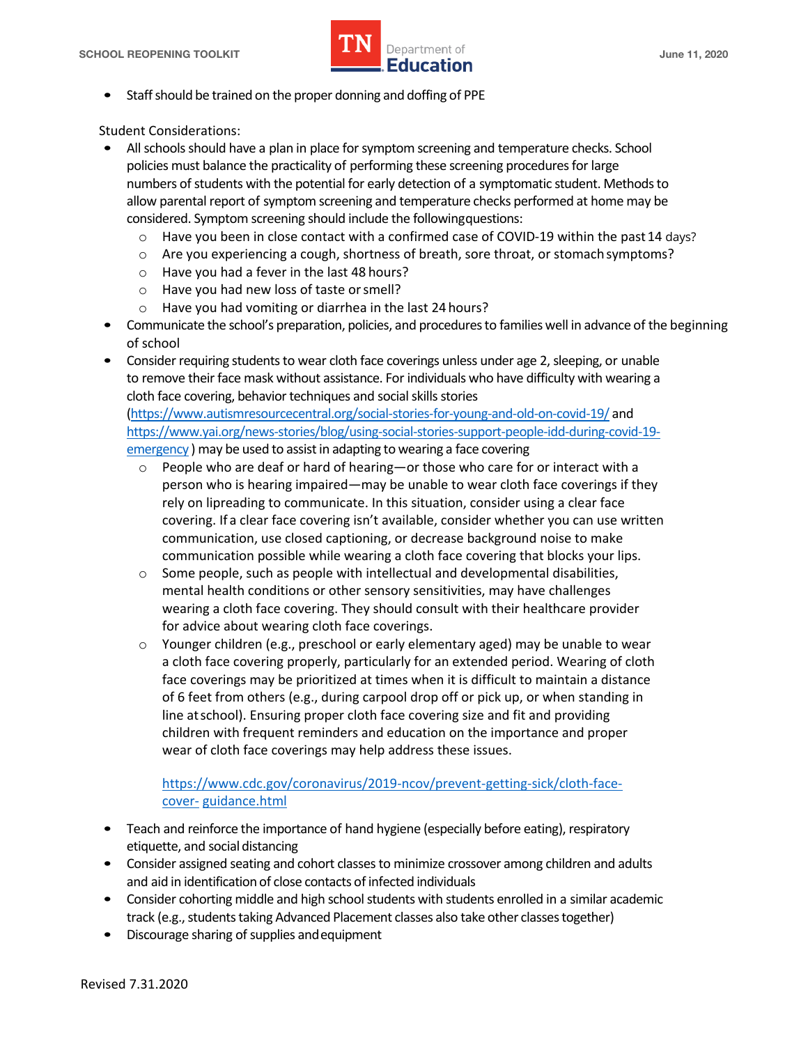- Staff should be trained on the proper donning and doffing of PPE

Student Considerations:

- All schools should have a plan in place for symptom screening and temperature checks. School policies must balance the practicality of performing these screening procedures for large numbers of students with the potential for early detection of a symptomatic student. Methods to allow parental report of symptom screening and temperature checks performed at home may be considered. Symptom screening should include the following questions:
  - Have you been in close contact with a confirmed case of COVID-19 within the past 14 days?
  - Are you experiencing a cough, shortness of breath, sore throat, or stomach symptoms?
  - Have you had a fever in the last 48 hours?
  - Have you had new loss of taste or smell?
  - Have you had vomiting or diarrhea in the last 24 hours?
- Communicate the school's preparation, policies, and procedures to families well in advance of the beginning of school
- Consider requiring students to wear cloth face coverings unless under age 2, sleeping, or unable to remove their face mask without assistance. For individuals who have difficulty with wearing a cloth face covering, behavior techniques and social skills stories (https://www.autismresourcecentral.org/social-stories-for-young-and-old-on-covid-19/ and https://www.yai.org/news-stories/blog/using-social-stories-support-people-idd-during-covid-19-emergency ) may be used to assist in adapting to wearing a face covering
  - People who are deaf or hard of hearing—or those who care for or interact with a person who is hearing impaired—may be unable to wear cloth face coverings if they rely on lipreading to communicate. In this situation, consider using a clear face covering. If a clear face covering isn't available, consider whether you can use written communication, use closed captioning, or decrease background noise to make communication possible while wearing a cloth face covering that blocks your lips.
  - Some people, such as people with intellectual and developmental disabilities, mental health conditions or other sensory sensitivities, may have challenges wearing a cloth face covering. They should consult with their healthcare provider for advice about wearing cloth face coverings.
  - Younger children (e.g., preschool or early elementary aged) may be unable to wear a cloth face covering properly, particularly for an extended period. Wearing of cloth face coverings may be prioritized at times when it is difficult to maintain a distance of 6 feet from others (e.g., during carpool drop off or pick up, or when standing in line at school). Ensuring proper cloth face covering size and fit and providing children with frequent reminders and education on the importance and proper wear of cloth face coverings may help address these issues.

    https://www.cdc.gov/coronavirus/2019-ncov/prevent-getting-sick/cloth-face-cover-guidance.html

- Teach and reinforce the importance of hand hygiene (especially before eating), respiratory etiquette, and social distancing
- Consider assigned seating and cohort classes to minimize crossover among children and adults and aid in identification of close contacts of infected individuals
- Consider cohorting middle and high school students with students enrolled in a similar academic track (e.g., students taking Advanced Placement classes also take other classes together)
- Discourage sharing of supplies and equipment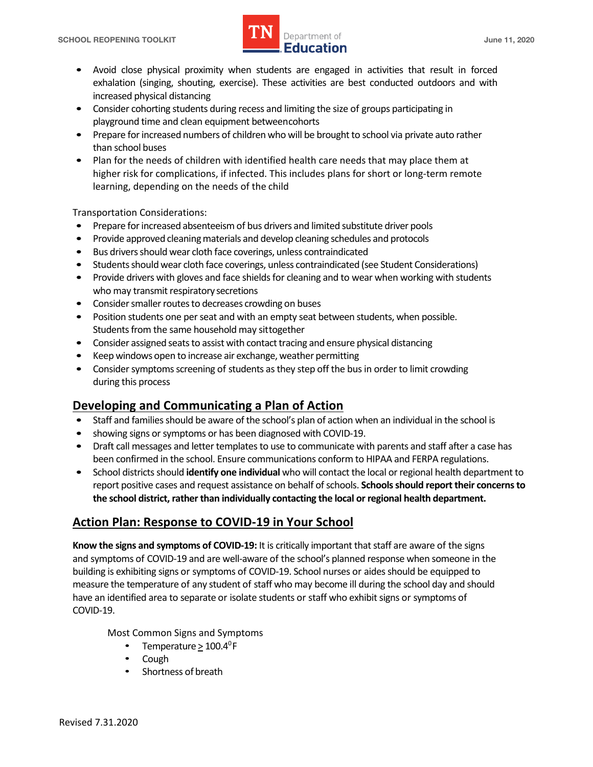- Avoid close physical proximity when students are engaged in activities that result in forced exhalation (singing, shouting, exercise). These activities are best conducted outdoors and with increased physical distancing
- Consider cohorting students during recess and limiting the size of groups participating in playground time and clean equipment betweencohorts
- Prepare for increased numbers of children who will be brought to school via private auto rather than school buses
- Plan for the needs of children with identified health care needs that may place them at higher risk for complications, if infected. This includes plans for short or long-term remote learning, depending on the needs of the child

Transportation Considerations:

- Prepare for increased absenteeism of bus drivers and limited substitute driver pools
- Provide approved cleaning materials and develop cleaning schedules and protocols
- Bus drivers should wear cloth face coverings, unless contraindicated
- Students should wear cloth face coverings, unless contraindicated (see Student Considerations)
- Provide drivers with gloves and face shields for cleaning and to wear when working with students who may transmit respiratory secretions
- Consider smaller routes to decreases crowding on buses
- Position students one per seat and with an empty seat between students, when possible. Students from the same household may sittogether
- Consider assigned seats to assist with contact tracing and ensure physical distancing
- Keep windows open to increase air exchange, weather permitting
- Consider symptoms screening of students as they step off the bus in order to limit crowding during this process

## Developing and Communicating a Plan of Action

- Staff and families should be aware of the school's plan of action when an individual in the school is
- showing signs or symptoms or has been diagnosed with COVID-19.
- Draft call messages and letter templates to use to communicate with parents and staff after a case has been confirmed in the school. Ensure communications conform to HIPAA and FERPA regulations.
- School districts should **identify one individual** who will contact the local or regional health department to report positive cases and request assistance on behalf of schools. **Schools should report their concerns to the school district, rather than individually contacting the local or regional health department.**

## Action Plan: Response to COVID-19 in Your School

**Know the signs and symptoms of COVID-19:** It is critically important that staff are aware of the signs and symptoms of COVID-19 and are well-aware of the school's planned response when someone in the building is exhibiting signs or symptoms of COVID-19. School nurses or aides should be equipped to measure the temperature of any student of staff who may become ill during the school day and should have an identified area to separate or isolate students or staff who exhibit signs or symptoms of COVID-19.

Most Common Signs and Symptoms

- Temperature $\geq 100.4^{0}$F
- Cough
- Shortness of breath

Revised 7.31.2020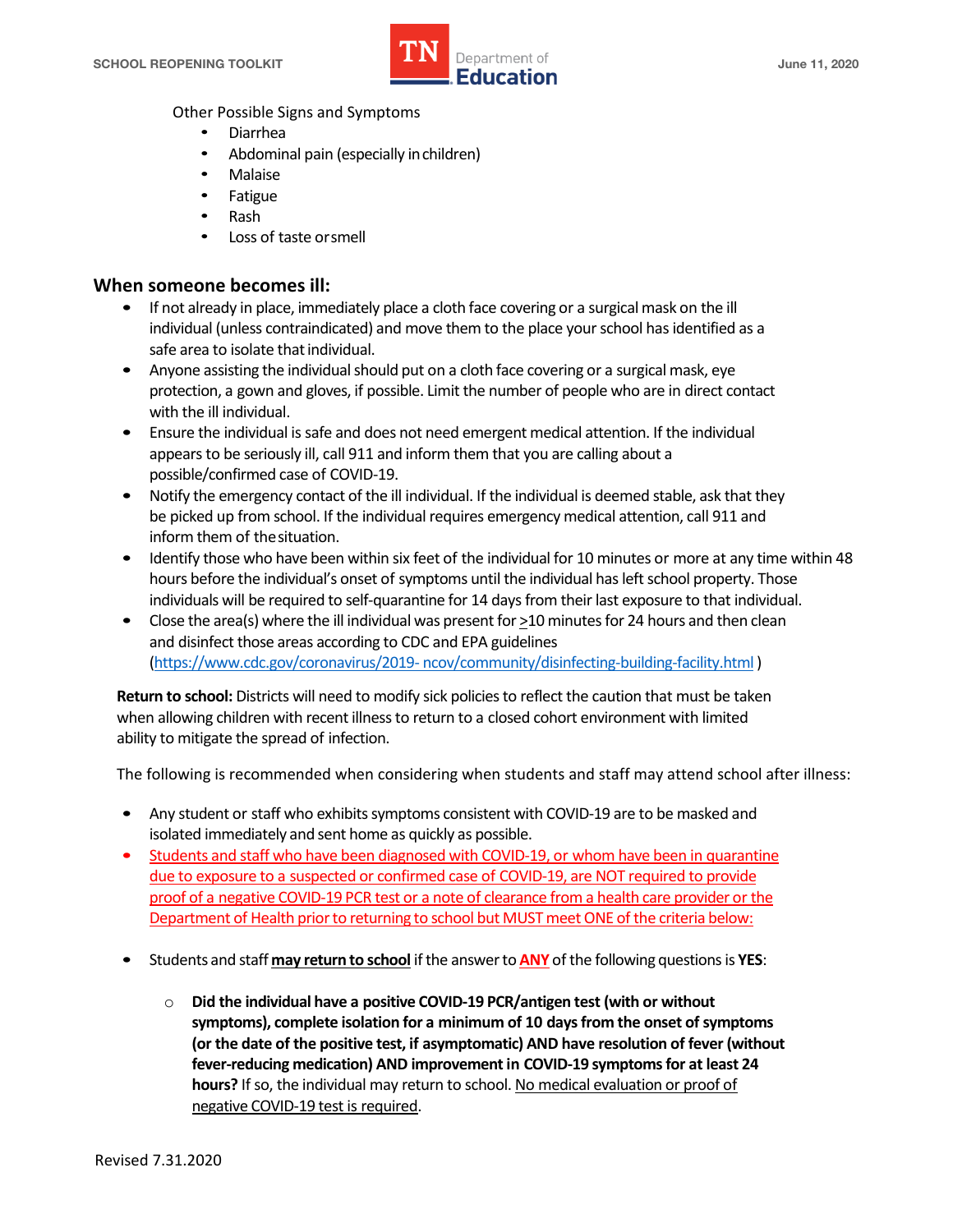Other Possible Signs and Symptoms

- Diarrhea
- Abdominal pain (especially in children)
- Malaise
- Fatigue
- Rash
- Loss of taste or smell

## When someone becomes ill:

- If not already in place, immediately place a cloth face covering or a surgical mask on the ill individual (unless contraindicated) and move them to the place your school has identified as a safe area to isolate that individual.
- Anyone assisting the individual should put on a cloth face covering or a surgical mask, eye protection, a gown and gloves, if possible. Limit the number of people who are in direct contact with the ill individual.
- Ensure the individual is safe and does not need emergent medical attention. If the individual appears to be seriously ill, call 911 and inform them that you are calling about a possible/confirmed case of COVID-19.
- Notify the emergency contact of the ill individual. If the individual is deemed stable, ask that they be picked up from school. If the individual requires emergency medical attention, call 911 and inform them of the situation.
- Identify those who have been within six feet of the individual for 10 minutes or more at any time within 48 hours before the individual's onset of symptoms until the individual has left school property. Those individuals will be required to self-quarantine for 14 days from their last exposure to that individual.
- Close the area(s) where the ill individual was present for ≥10 minutes for 24 hours and then clean and disinfect those areas according to CDC and EPA guidelines (https://www.cdc.gov/coronavirus/2019-ncov/community/disinfecting-building-facility.html )

**Return to school:** Districts will need to modify sick policies to reflect the caution that must be taken when allowing children with recent illness to return to a closed cohort environment with limited ability to mitigate the spread of infection.

The following is recommended when considering when students and staff may attend school after illness:

- Any student or staff who exhibits symptoms consistent with COVID-19 are to be masked and isolated immediately and sent home as quickly as possible.
- Students and staff who have been diagnosed with COVID-19, or whom have been in quarantine due to exposure to a suspected or confirmed case of COVID-19, are NOT required to provide proof of a negative COVID-19 PCR test or a note of clearance from a health care provider or the Department of Health prior to returning to school but MUST meet ONE of the criteria below:
- Students and staff **may return to school** if the answer to **ANY** of the following questions is **YES**:
  - **Did the individual have a positive COVID-19 PCR/antigen test (with or without symptoms), complete isolation for a minimum of 10 days from the onset of symptoms (or the date of the positive test, if asymptomatic) AND have resolution of fever (without fever-reducing medication) AND improvement in COVID-19 symptoms for at least 24 hours?** If so, the individual may return to school. No medical evaluation or proof of negative COVID-19 test is required.

Revised 7.31.2020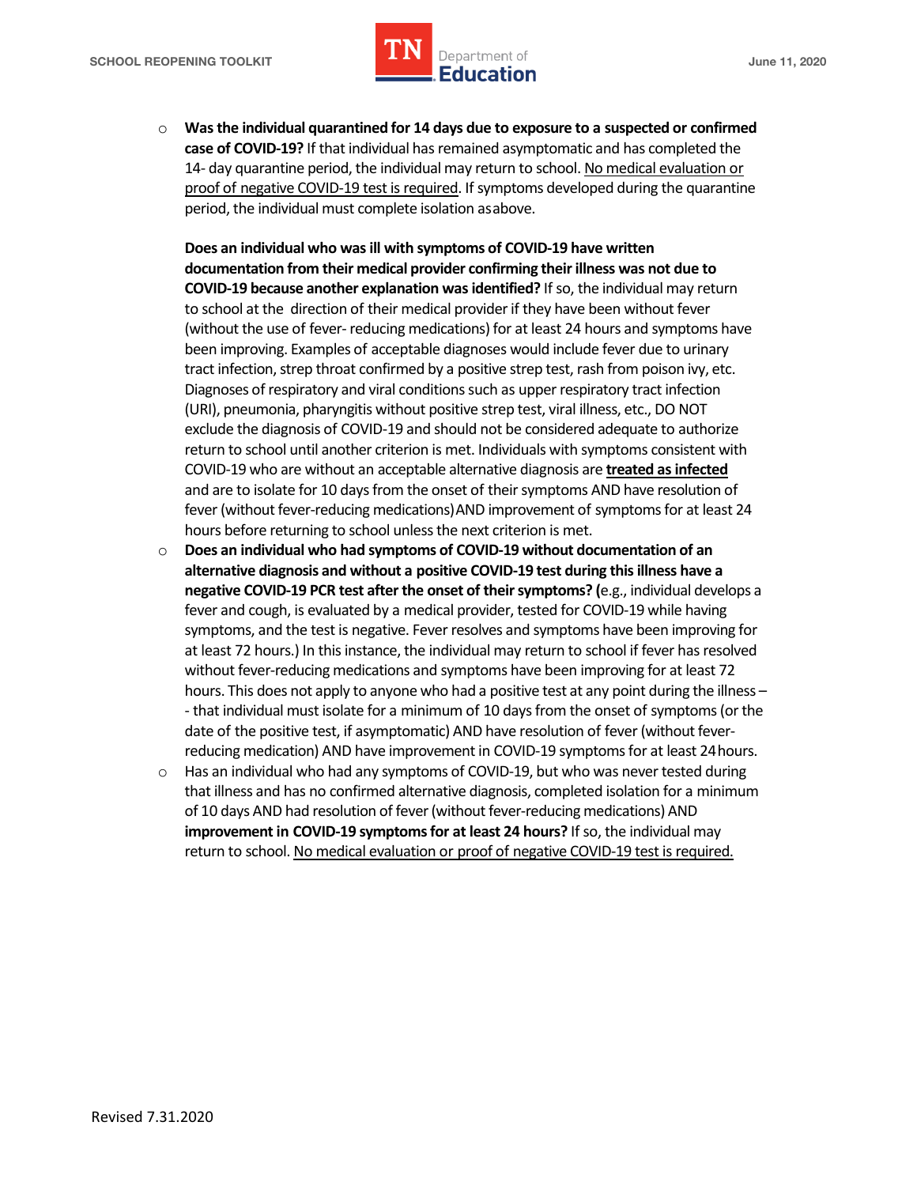- **Was the individual quarantined for 14 days due to exposure to a suspected or confirmed case of COVID-19?** If that individual has remained asymptomatic and has completed the 14- day quarantine period, the individual may return to school. <u>No medical evaluation or proof of negative COVID-19 test is required</u>. If symptoms developed during the quarantine period, the individual must complete isolation asabove.

  **Does an individual who was ill with symptoms of COVID-19 have written documentation from their medical provider confirming their illness was not due to COVID-19 because another explanation was identified?** If so, the individual may return to school at the direction of their medical provider if they have been without fever (without the use of fever- reducing medications) for at least 24 hours and symptoms have been improving. Examples of acceptable diagnoses would include fever due to urinary tract infection, strep throat confirmed by a positive strep test, rash from poison ivy, etc. Diagnoses of respiratory and viral conditions such as upper respiratory tract infection (URI), pneumonia, pharyngitis without positive strep test, viral illness, etc., DO NOT exclude the diagnosis of COVID-19 and should not be considered adequate to authorize return to school until another criterion is met. Individuals with symptoms consistent with COVID-19 who are without an acceptable alternative diagnosis are <u>**treated as infected**</u> and are to isolate for 10 days from the onset of their symptoms AND have resolution of fever (without fever-reducing medications) AND improvement of symptoms for at least 24 hours before returning to school unless the next criterion is met.
- **Does an individual who had symptoms of COVID-19 without documentation of an alternative diagnosis and without a positive COVID-19 test during this illness have a negative COVID-19 PCR test after the onset of their symptoms? (**e.g., individual develops a fever and cough, is evaluated by a medical provider, tested for COVID-19 while having symptoms, and the test is negative. Fever resolves and symptoms have been improving for at least 72 hours.) In this instance, the individual may return to school if fever has resolved without fever-reducing medications and symptoms have been improving for at least 72 hours. This does not apply to anyone who had a positive test at any point during the illness – - that individual must isolate for a minimum of 10 days from the onset of symptoms (or the date of the positive test, if asymptomatic) AND have resolution of fever (without fever-reducing medication) AND have improvement in COVID-19 symptoms for at least 24 hours.
- Has an individual who had any symptoms of COVID-19, but who was never tested during that illness and has no confirmed alternative diagnosis, completed isolation for a minimum of 10 days AND had resolution of fever (without fever-reducing medications) AND **improvement in COVID-19 symptoms for at least 24 hours?** If so, the individual may return to school. <u>No medical evaluation or proof of negative COVID-19 test is required.</u>

Revised 7.31.2020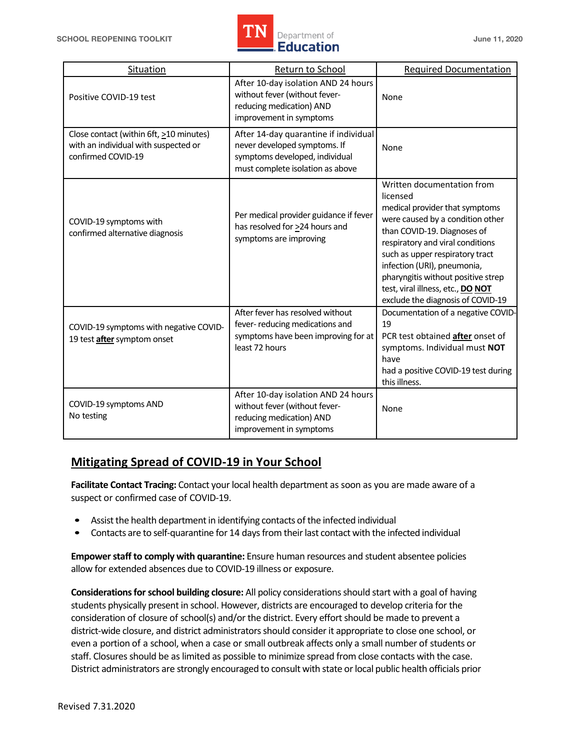| Situation | Return to School | Required Documentation |
|---|---|---|
| Positive COVID-19 test | After 10-day isolation AND 24 hours without fever (without fever-reducing medication) AND improvement in symptoms | None |
| Close contact (within 6ft, ≥10 minutes) with an individual with suspected or confirmed COVID-19 | After 14-day quarantine if individual never developed symptoms. If symptoms developed, individual must complete isolation as above | None |
| COVID-19 symptoms with confirmed alternative diagnosis | Per medical provider guidance if fever has resolved for ≥24 hours and symptoms are improving | Written documentation from licensed medical provider that symptoms were caused by a condition other than COVID-19. Diagnoses of respiratory and viral conditions such as upper respiratory tract infection (URI), pneumonia, pharyngitis without positive strep test, viral illness, etc., **DO NOT** exclude the diagnosis of COVID-19 |
| COVID-19 symptoms with negative COVID-19 test **after** symptom onset | After fever has resolved without fever- reducing medications and symptoms have been improving for at least 72 hours | Documentation of a negative COVID-19 PCR test obtained **after** onset of symptoms. Individual must **NOT** have had a positive COVID-19 test during this illness. |
| COVID-19 symptoms AND No testing | After 10-day isolation AND 24 hours without fever (without fever-reducing medication) AND improvement in symptoms | None |

## Mitigating Spread of COVID-19 in Your School

**Facilitate Contact Tracing:** Contact your local health department as soon as you are made aware of a suspect or confirmed case of COVID-19.

- Assist the health department in identifying contacts of the infected individual
- Contacts are to self-quarantine for 14 days from their last contact with the infected individual

**Empower staff to comply with quarantine:** Ensure human resources and student absentee policies allow for extended absences due to COVID-19 illness or exposure.

**Considerations for school building closure:** All policy considerations should start with a goal of having students physically present in school. However, districts are encouraged to develop criteria for the consideration of closure of school(s) and/or the district. Every effort should be made to prevent a district-wide closure, and district administrators should consider it appropriate to close one school, or even a portion of a school, when a case or small outbreak affects only a small number of students or staff. Closures should be as limited as possible to minimize spread from close contacts with the case. District administrators are strongly encouraged to consult with state or local public health officials prior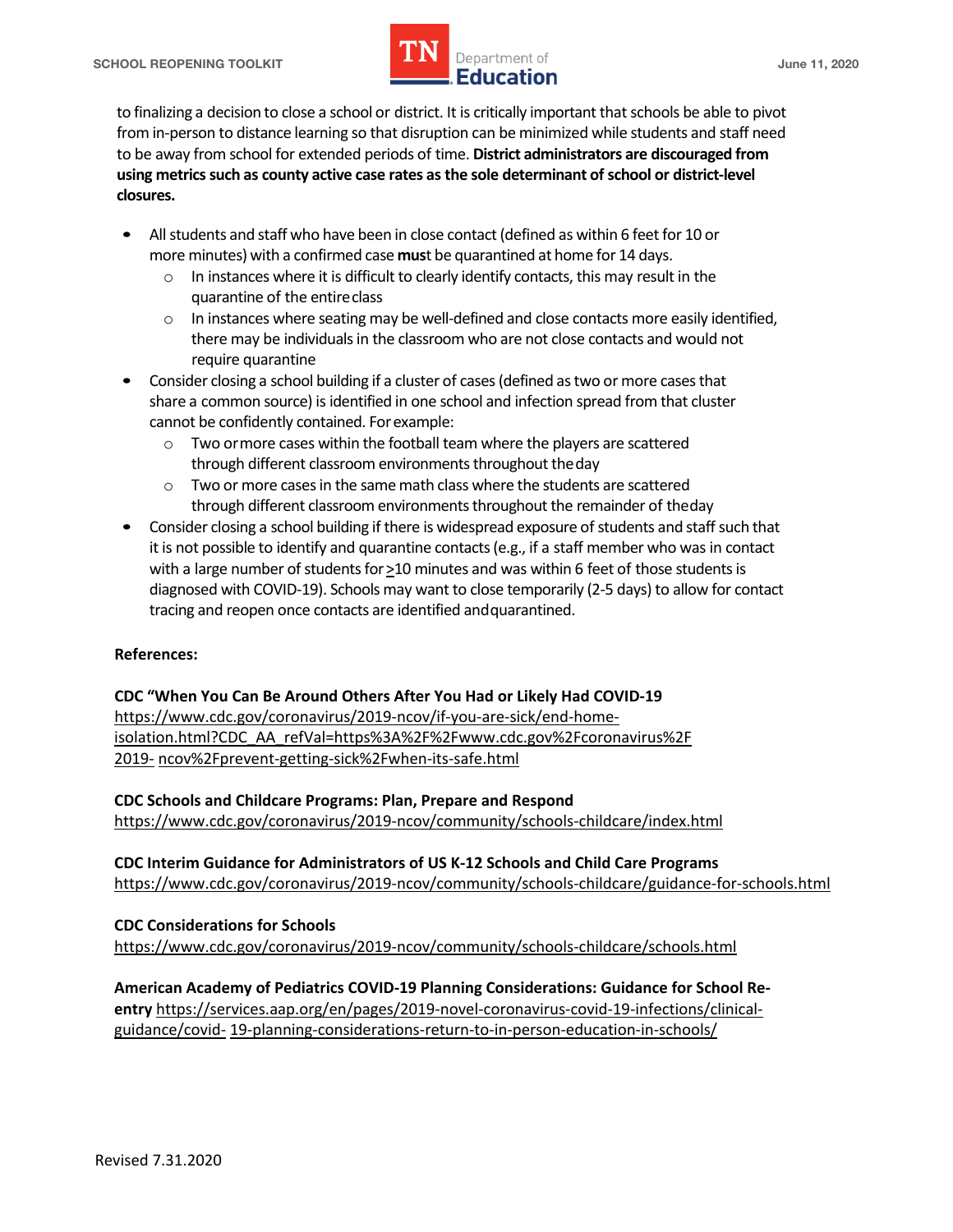to finalizing a decision to close a school or district. It is critically important that schools be able to pivot from in-person to distance learning so that disruption can be minimized while students and staff need to be away from school for extended periods of time. **District administrators are discouraged from using metrics such as county active case rates as the sole determinant of school or district-level closures.**

- All students and staff who have been in close contact (defined as within 6 feet for 10 or more minutes) with a confirmed case **mus**t be quarantined at home for 14 days.
  - In instances where it is difficult to clearly identify contacts, this may result in the quarantine of the entire class
  - In instances where seating may be well-defined and close contacts more easily identified, there may be individuals in the classroom who are not close contacts and would not require quarantine
- Consider closing a school building if a cluster of cases (defined as two or more cases that share a common source) is identified in one school and infection spread from that cluster cannot be confidently contained. For example:
  - Two or more cases within the football team where the players are scattered through different classroom environments throughout the day
  - Two or more cases in the same math class where the students are scattered through different classroom environments throughout the remainder of the day
- Consider closing a school building if there is widespread exposure of students and staff such that it is not possible to identify and quarantine contacts (e.g., if a staff member who was in contact with a large number of students for ≥10 minutes and was within 6 feet of those students is diagnosed with COVID-19). Schools may want to close temporarily (2-5 days) to allow for contact tracing and reopen once contacts are identified and quarantined.

**References:**

**CDC "When You Can Be Around Others After You Had or Likely Had COVID-19**
https://www.cdc.gov/coronavirus/2019-ncov/if-you-are-sick/end-home-isolation.html?CDC_AA_refVal=https%3A%2F%2Fwww.cdc.gov%2Fcoronavirus%2F2019- ncov%2Fprevent-getting-sick%2Fwhen-its-safe.html

**CDC Schools and Childcare Programs: Plan, Prepare and Respond**
https://www.cdc.gov/coronavirus/2019-ncov/community/schools-childcare/index.html

**CDC Interim Guidance for Administrators of US K-12 Schools and Child Care Programs**
https://www.cdc.gov/coronavirus/2019-ncov/community/schools-childcare/guidance-for-schools.html

**CDC Considerations for Schools**
https://www.cdc.gov/coronavirus/2019-ncov/community/schools-childcare/schools.html

**American Academy of Pediatrics COVID-19 Planning Considerations: Guidance for School Re-entry** https://services.aap.org/en/pages/2019-novel-coronavirus-covid-19-infections/clinical-guidance/covid- 19-planning-considerations-return-to-in-person-education-in-schools/

Revised 7.31.2020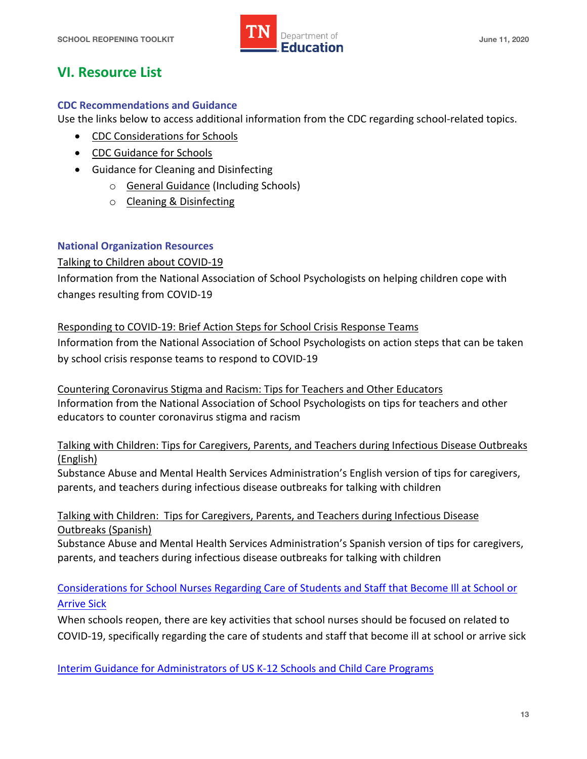## VI. Resource List

### CDC Recommendations and Guidance

Use the links below to access additional information from the CDC regarding school-related topics.

- CDC Considerations for Schools
- CDC Guidance for Schools
- Guidance for Cleaning and Disinfecting
  - General Guidance (Including Schools)
  - Cleaning & Disinfecting

### National Organization Resources

Talking to Children about COVID-19

Information from the National Association of School Psychologists on helping children cope with changes resulting from COVID-19

Responding to COVID-19: Brief Action Steps for School Crisis Response Teams

Information from the National Association of School Psychologists on action steps that can be taken by school crisis response teams to respond to COVID-19

Countering Coronavirus Stigma and Racism: Tips for Teachers and Other Educators

Information from the National Association of School Psychologists on tips for teachers and other educators to counter coronavirus stigma and racism

Talking with Children: Tips for Caregivers, Parents, and Teachers during Infectious Disease Outbreaks (English)

Substance Abuse and Mental Health Services Administration's English version of tips for caregivers, parents, and teachers during infectious disease outbreaks for talking with children

Talking with Children: Tips for Caregivers, Parents, and Teachers during Infectious Disease Outbreaks (Spanish)

Substance Abuse and Mental Health Services Administration's Spanish version of tips for caregivers, parents, and teachers during infectious disease outbreaks for talking with children

Considerations for School Nurses Regarding Care of Students and Staff that Become Ill at School or Arrive Sick

When schools reopen, there are key activities that school nurses should be focused on related to COVID-19, specifically regarding the care of students and staff that become ill at school or arrive sick

Interim Guidance for Administrators of US K-12 Schools and Child Care Programs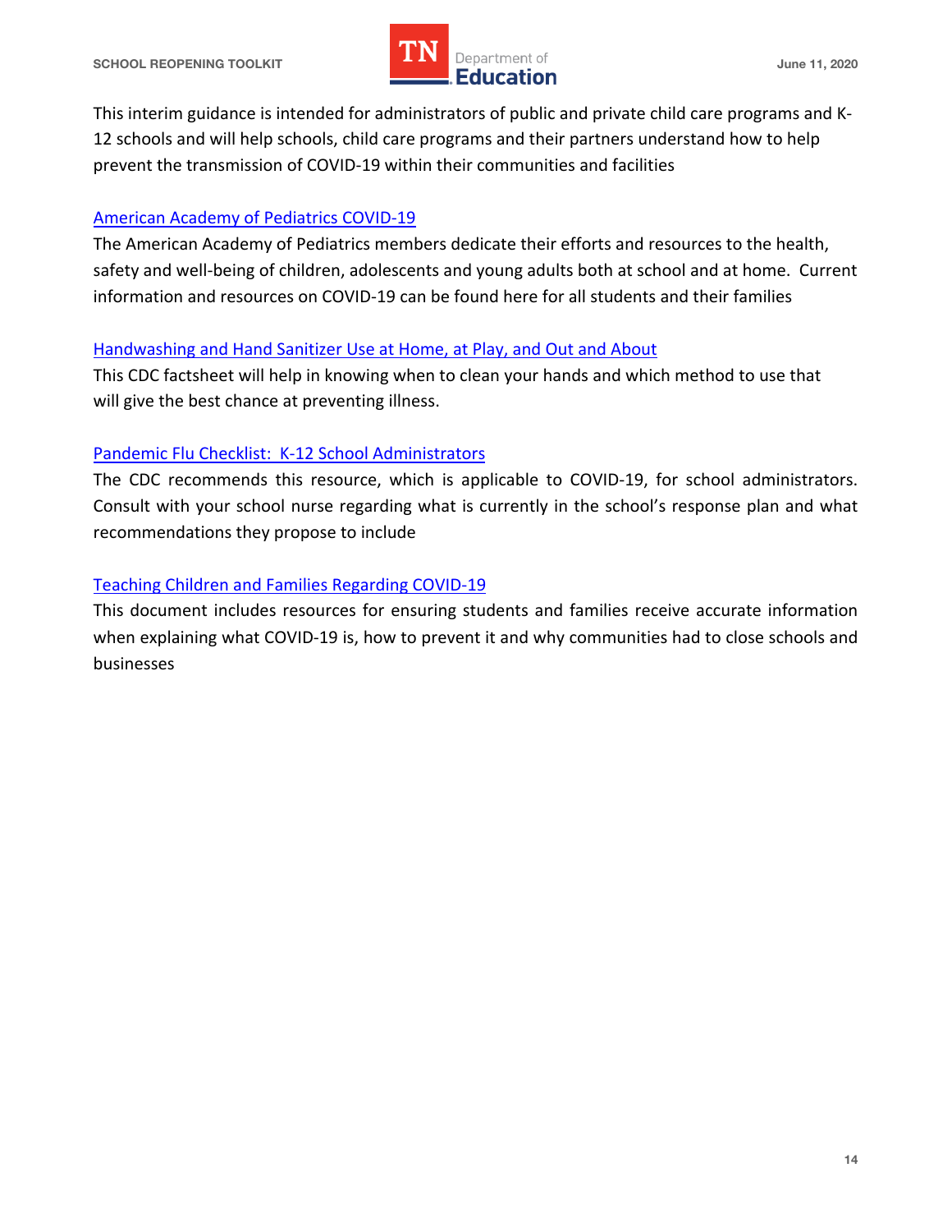This interim guidance is intended for administrators of public and private child care programs and K-12 schools and will help schools, child care programs and their partners understand how to help prevent the transmission of COVID-19 within their communities and facilities

American Academy of Pediatrics COVID-19

The American Academy of Pediatrics members dedicate their efforts and resources to the health, safety and well-being of children, adolescents and young adults both at school and at home. Current information and resources on COVID-19 can be found here for all students and their families

Handwashing and Hand Sanitizer Use at Home, at Play, and Out and About

This CDC factsheet will help in knowing when to clean your hands and which method to use that will give the best chance at preventing illness.

Pandemic Flu Checklist: K-12 School Administrators

The CDC recommends this resource, which is applicable to COVID-19, for school administrators. Consult with your school nurse regarding what is currently in the school's response plan and what recommendations they propose to include

Teaching Children and Families Regarding COVID-19

This document includes resources for ensuring students and families receive accurate information when explaining what COVID-19 is, how to prevent it and why communities had to close schools and businesses